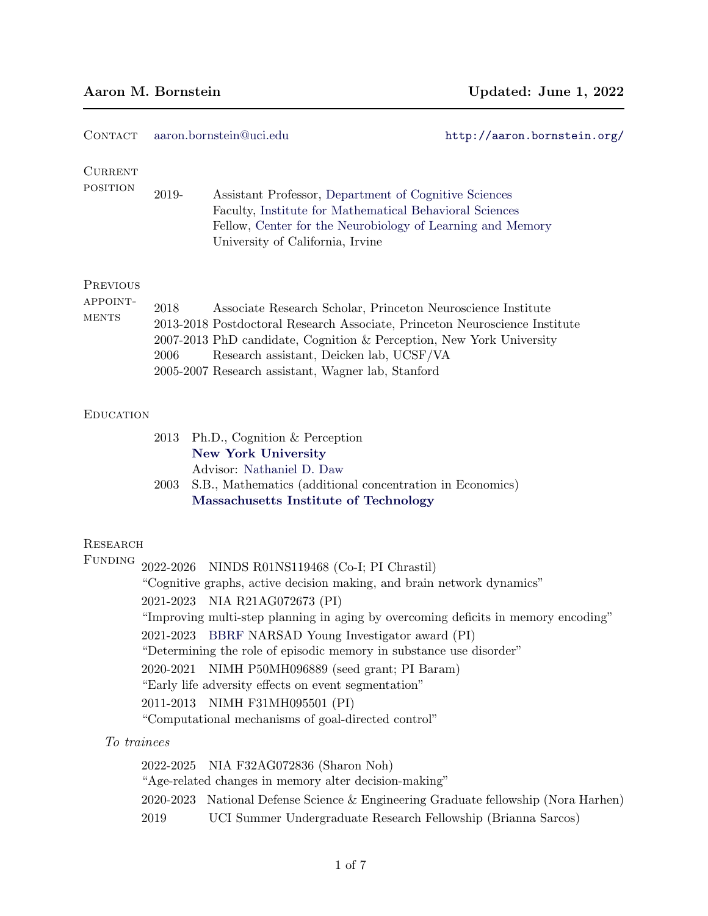# Aaron M. Bornstein

**Updated: June 1, 2022**

---

## Contact

aaron.bornstein@uci.edu — http://aaron.bornstein.org/

## Current position

2019- Assistant Professor, Department of Cognitive Sciences
Faculty, Institute for Mathematical Behavioral Sciences
Fellow, Center for the Neurobiology of Learning and Memory
University of California, Irvine

## Previous appointments

- 2018 Associate Research Scholar, Princeton Neuroscience Institute
- 2013-2018 Postdoctoral Research Associate, Princeton Neuroscience Institute
- 2007-2013 PhD candidate, Cognition & Perception, New York University
- 2006 Research assistant, Deicken lab, UCSF/VA
- 2005-2007 Research assistant, Wagner lab, Stanford

## Education

2013 Ph.D., Cognition & Perception
**New York University**
Advisor: Nathaniel D. Daw

2003 S.B., Mathematics (additional concentration in Economics)
**Massachusetts Institute of Technology**

## Research Funding

2022-2026 NINDS R01NS119468 (Co-I; PI Chrastil)
"Cognitive graphs, active decision making, and brain network dynamics"

2021-2023 NIA R21AG072673 (PI)
"Improving multi-step planning in aging by overcoming deficits in memory encoding"

2021-2023 BBRF NARSAD Young Investigator award (PI)
"Determining the role of episodic memory in substance use disorder"

2020-2021 NIMH P50MH096889 (seed grant; PI Baram)
"Early life adversity effects on event segmentation"

2011-2013 NIMH F31MH095501 (PI)
"Computational mechanisms of goal-directed control"

*To trainees*

2022-2025 NIA F32AG072836 (Sharon Noh)
"Age-related changes in memory alter decision-making"

2020-2023 National Defense Science & Engineering Graduate fellowship (Nora Harhen)

2019 UCI Summer Undergraduate Research Fellowship (Brianna Sarcos)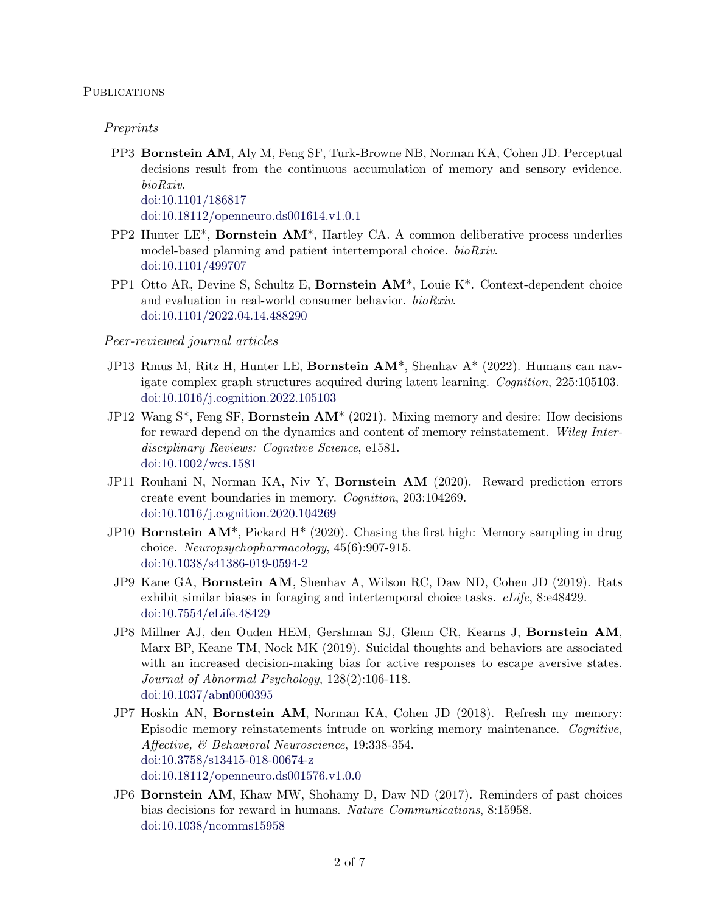## Publications

### *Preprints*

PP3 **Bornstein AM**, Aly M, Feng SF, Turk-Browne NB, Norman KA, Cohen JD. Perceptual decisions result from the continuous accumulation of memory and sensory evidence. *bioRxiv*.
doi:10.1101/186817
doi:10.18112/openneuro.ds001614.v1.0.1

PP2 Hunter LE*, **Bornstein AM***, Hartley CA. A common deliberative process underlies model-based planning and patient intertemporal choice. *bioRxiv*.
doi:10.1101/499707

PP1 Otto AR, Devine S, Schultz E, **Bornstein AM***, Louie K*. Context-dependent choice and evaluation in real-world consumer behavior. *bioRxiv*.
doi:10.1101/2022.04.14.488290

### *Peer-reviewed journal articles*

JP13 Rmus M, Ritz H, Hunter LE, **Bornstein AM***, Shenhav A* (2022). Humans can navigate complex graph structures acquired during latent learning. *Cognition*, 225:105103.
doi:10.1016/j.cognition.2022.105103

JP12 Wang S*, Feng SF, **Bornstein AM*** (2021). Mixing memory and desire: How decisions for reward depend on the dynamics and content of memory reinstatement. *Wiley Interdisciplinary Reviews: Cognitive Science*, e1581.
doi:10.1002/wcs.1581

JP11 Rouhani N, Norman KA, Niv Y, **Bornstein AM** (2020). Reward prediction errors create event boundaries in memory. *Cognition*, 203:104269.
doi:10.1016/j.cognition.2020.104269

JP10 **Bornstein AM***, Pickard H* (2020). Chasing the first high: Memory sampling in drug choice. *Neuropsychopharmacology*, 45(6):907-915.
doi:10.1038/s41386-019-0594-2

JP9 Kane GA, **Bornstein AM**, Shenhav A, Wilson RC, Daw ND, Cohen JD (2019). Rats exhibit similar biases in foraging and intertemporal choice tasks. *eLife*, 8:e48429.
doi:10.7554/eLife.48429

JP8 Millner AJ, den Ouden HEM, Gershman SJ, Glenn CR, Kearns J, **Bornstein AM**, Marx BP, Keane TM, Nock MK (2019). Suicidal thoughts and behaviors are associated with an increased decision-making bias for active responses to escape aversive states. *Journal of Abnormal Psychology*, 128(2):106-118.
doi:10.1037/abn0000395

JP7 Hoskin AN, **Bornstein AM**, Norman KA, Cohen JD (2018). Refresh my memory: Episodic memory reinstatements intrude on working memory maintenance. *Cognitive, Affective, & Behavioral Neuroscience*, 19:338-354.
doi:10.3758/s13415-018-00674-z
doi:10.18112/openneuro.ds001576.v1.0.0

JP6 **Bornstein AM**, Khaw MW, Shohamy D, Daw ND (2017). Reminders of past choices bias decisions for reward in humans. *Nature Communications*, 8:15958.
doi:10.1038/ncomms15958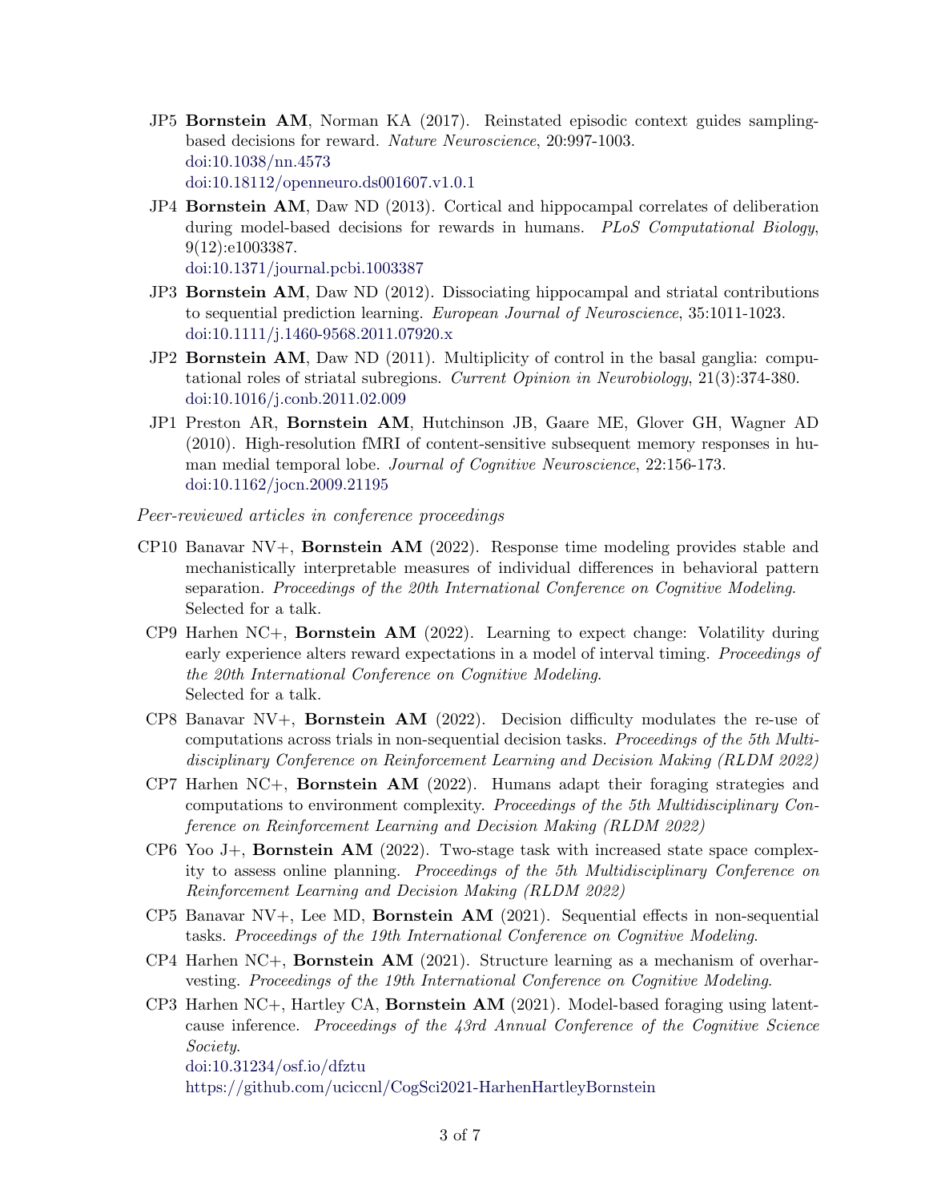- JP5 **Bornstein AM**, Norman KA (2017). Reinstated episodic context guides sampling-based decisions for reward. *Nature Neuroscience*, 20:997-1003.
  doi:10.1038/nn.4573
  doi:10.18112/openneuro.ds001607.v1.0.1
- JP4 **Bornstein AM**, Daw ND (2013). Cortical and hippocampal correlates of deliberation during model-based decisions for rewards in humans. *PLoS Computational Biology*, 9(12):e1003387.
  doi:10.1371/journal.pcbi.1003387
- JP3 **Bornstein AM**, Daw ND (2012). Dissociating hippocampal and striatal contributions to sequential prediction learning. *European Journal of Neuroscience*, 35:1011-1023.
  doi:10.1111/j.1460-9568.2011.07920.x
- JP2 **Bornstein AM**, Daw ND (2011). Multiplicity of control in the basal ganglia: computational roles of striatal subregions. *Current Opinion in Neurobiology*, 21(3):374-380.
  doi:10.1016/j.conb.2011.02.009
- JP1 Preston AR, **Bornstein AM**, Hutchinson JB, Gaare ME, Glover GH, Wagner AD (2010). High-resolution fMRI of content-sensitive subsequent memory responses in human medial temporal lobe. *Journal of Cognitive Neuroscience*, 22:156-173.
  doi:10.1162/jocn.2009.21195

*Peer-reviewed articles in conference proceedings*

- CP10 Banavar NV+, **Bornstein AM** (2022). Response time modeling provides stable and mechanistically interpretable measures of individual differences in behavioral pattern separation. *Proceedings of the 20th International Conference on Cognitive Modeling*.
  Selected for a talk.
- CP9 Harhen NC+, **Bornstein AM** (2022). Learning to expect change: Volatility during early experience alters reward expectations in a model of interval timing. *Proceedings of the 20th International Conference on Cognitive Modeling*.
  Selected for a talk.
- CP8 Banavar NV+, **Bornstein AM** (2022). Decision difficulty modulates the re-use of computations across trials in non-sequential decision tasks. *Proceedings of the 5th Multidisciplinary Conference on Reinforcement Learning and Decision Making (RLDM 2022)*
- CP7 Harhen NC+, **Bornstein AM** (2022). Humans adapt their foraging strategies and computations to environment complexity. *Proceedings of the 5th Multidisciplinary Conference on Reinforcement Learning and Decision Making (RLDM 2022)*
- CP6 Yoo J+, **Bornstein AM** (2022). Two-stage task with increased state space complexity to assess online planning. *Proceedings of the 5th Multidisciplinary Conference on Reinforcement Learning and Decision Making (RLDM 2022)*
- CP5 Banavar NV+, Lee MD, **Bornstein AM** (2021). Sequential effects in non-sequential tasks. *Proceedings of the 19th International Conference on Cognitive Modeling*.
- CP4 Harhen NC+, **Bornstein AM** (2021). Structure learning as a mechanism of overharvesting. *Proceedings of the 19th International Conference on Cognitive Modeling*.
- CP3 Harhen NC+, Hartley CA, **Bornstein AM** (2021). Model-based foraging using latent-cause inference. *Proceedings of the 43rd Annual Conference of the Cognitive Science Society*.
  doi:10.31234/osf.io/dfztu
  https://github.com/uciccnl/CogSci2021-HarhenHartleyBornstein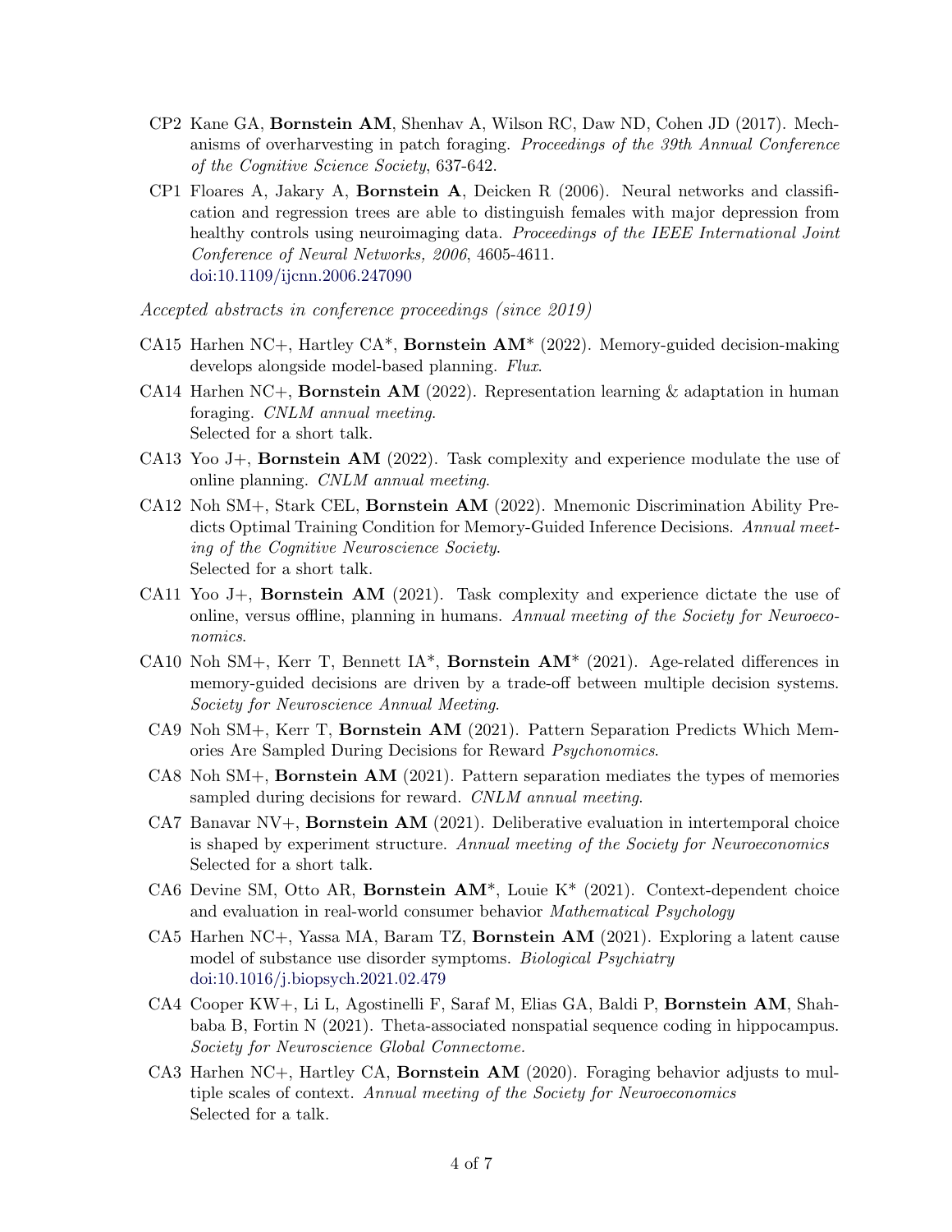- CP2 Kane GA, **Bornstein AM**, Shenhav A, Wilson RC, Daw ND, Cohen JD (2017). Mechanisms of overharvesting in patch foraging. *Proceedings of the 39th Annual Conference of the Cognitive Science Society*, 637-642.
- CP1 Floares A, Jakary A, **Bornstein A**, Deicken R (2006). Neural networks and classification and regression trees are able to distinguish females with major depression from healthy controls using neuroimaging data. *Proceedings of the IEEE International Joint Conference of Neural Networks, 2006*, 4605-4611.
  doi:10.1109/ijcnn.2006.247090

*Accepted abstracts in conference proceedings (since 2019)*

- CA15 Harhen NC+, Hartley CA*, **Bornstein AM*** (2022). Memory-guided decision-making develops alongside model-based planning. *Flux*.
- CA14 Harhen NC+, **Bornstein AM** (2022). Representation learning & adaptation in human foraging. *CNLM annual meeting*.
  Selected for a short talk.
- CA13 Yoo J+, **Bornstein AM** (2022). Task complexity and experience modulate the use of online planning. *CNLM annual meeting*.
- CA12 Noh SM+, Stark CEL, **Bornstein AM** (2022). Mnemonic Discrimination Ability Predicts Optimal Training Condition for Memory-Guided Inference Decisions. *Annual meeting of the Cognitive Neuroscience Society*.
  Selected for a short talk.
- CA11 Yoo J+, **Bornstein AM** (2021). Task complexity and experience dictate the use of online, versus offline, planning in humans. *Annual meeting of the Society for Neuroeconomics*.
- CA10 Noh SM+, Kerr T, Bennett IA*, **Bornstein AM*** (2021). Age-related differences in memory-guided decisions are driven by a trade-off between multiple decision systems. *Society for Neuroscience Annual Meeting*.
- CA9 Noh SM+, Kerr T, **Bornstein AM** (2021). Pattern Separation Predicts Which Memories Are Sampled During Decisions for Reward *Psychonomics*.
- CA8 Noh SM+, **Bornstein AM** (2021). Pattern separation mediates the types of memories sampled during decisions for reward. *CNLM annual meeting*.
- CA7 Banavar NV+, **Bornstein AM** (2021). Deliberative evaluation in intertemporal choice is shaped by experiment structure. *Annual meeting of the Society for Neuroeconomics*
  Selected for a short talk.
- CA6 Devine SM, Otto AR, **Bornstein AM***, Louie K* (2021). Context-dependent choice and evaluation in real-world consumer behavior *Mathematical Psychology*
- CA5 Harhen NC+, Yassa MA, Baram TZ, **Bornstein AM** (2021). Exploring a latent cause model of substance use disorder symptoms. *Biological Psychiatry*
  doi:10.1016/j.biopsych.2021.02.479
- CA4 Cooper KW+, Li L, Agostinelli F, Saraf M, Elias GA, Baldi P, **Bornstein AM**, Shahbaba B, Fortin N (2021). Theta-associated nonspatial sequence coding in hippocampus. *Society for Neuroscience Global Connectome.*
- CA3 Harhen NC+, Hartley CA, **Bornstein AM** (2020). Foraging behavior adjusts to multiple scales of context. *Annual meeting of the Society for Neuroeconomics*
  Selected for a talk.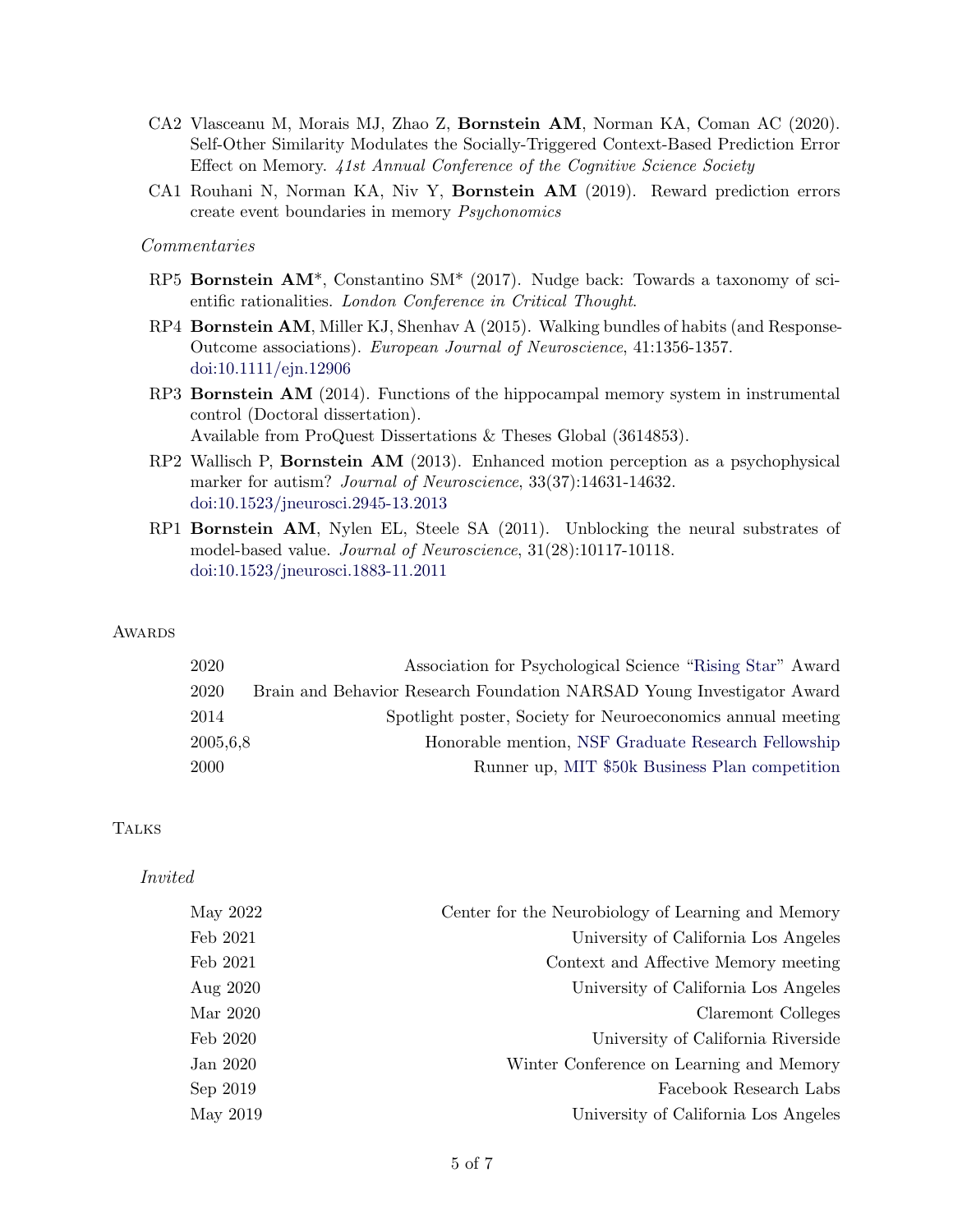CA2 Vlasceanu M, Morais MJ, Zhao Z, **Bornstein AM**, Norman KA, Coman AC (2020). Self-Other Similarity Modulates the Socially-Triggered Context-Based Prediction Error Effect on Memory. *41st Annual Conference of the Cognitive Science Society*

CA1 Rouhani N, Norman KA, Niv Y, **Bornstein AM** (2019). Reward prediction errors create event boundaries in memory *Psychonomics*

*Commentaries*

RP5 **Bornstein AM***, Constantino SM* (2017). Nudge back: Towards a taxonomy of scientific rationalities. *London Conference in Critical Thought*.

RP4 **Bornstein AM**, Miller KJ, Shenhav A (2015). Walking bundles of habits (and Response-Outcome associations). *European Journal of Neuroscience*, 41:1356-1357. doi:10.1111/ejn.12906

RP3 **Bornstein AM** (2014). Functions of the hippocampal memory system in instrumental control (Doctoral dissertation).
Available from ProQuest Dissertations & Theses Global (3614853).

RP2 Wallisch P, **Bornstein AM** (2013). Enhanced motion perception as a psychophysical marker for autism? *Journal of Neuroscience*, 33(37):14631-14632. doi:10.1523/jneurosci.2945-13.2013

RP1 **Bornstein AM**, Nylen EL, Steele SA (2011). Unblocking the neural substrates of model-based value. *Journal of Neuroscience*, 31(28):10117-10118. doi:10.1523/jneurosci.1883-11.2011

## Awards

| | |
|---|---|
| 2020 | Association for Psychological Science "Rising Star" Award |
| 2020 | Brain and Behavior Research Foundation NARSAD Young Investigator Award |
| 2014 | Spotlight poster, Society for Neuroeconomics annual meeting |
| 2005,6,8 | Honorable mention, NSF Graduate Research Fellowship |
| 2000 | Runner up, MIT $50k Business Plan competition |

## Talks

*Invited*

| | |
|---|---|
| May 2022 | Center for the Neurobiology of Learning and Memory |
| Feb 2021 | University of California Los Angeles |
| Feb 2021 | Context and Affective Memory meeting |
| Aug 2020 | University of California Los Angeles |
| Mar 2020 | Claremont Colleges |
| Feb 2020 | University of California Riverside |
| Jan 2020 | Winter Conference on Learning and Memory |
| Sep 2019 | Facebook Research Labs |
| May 2019 | University of California Los Angeles |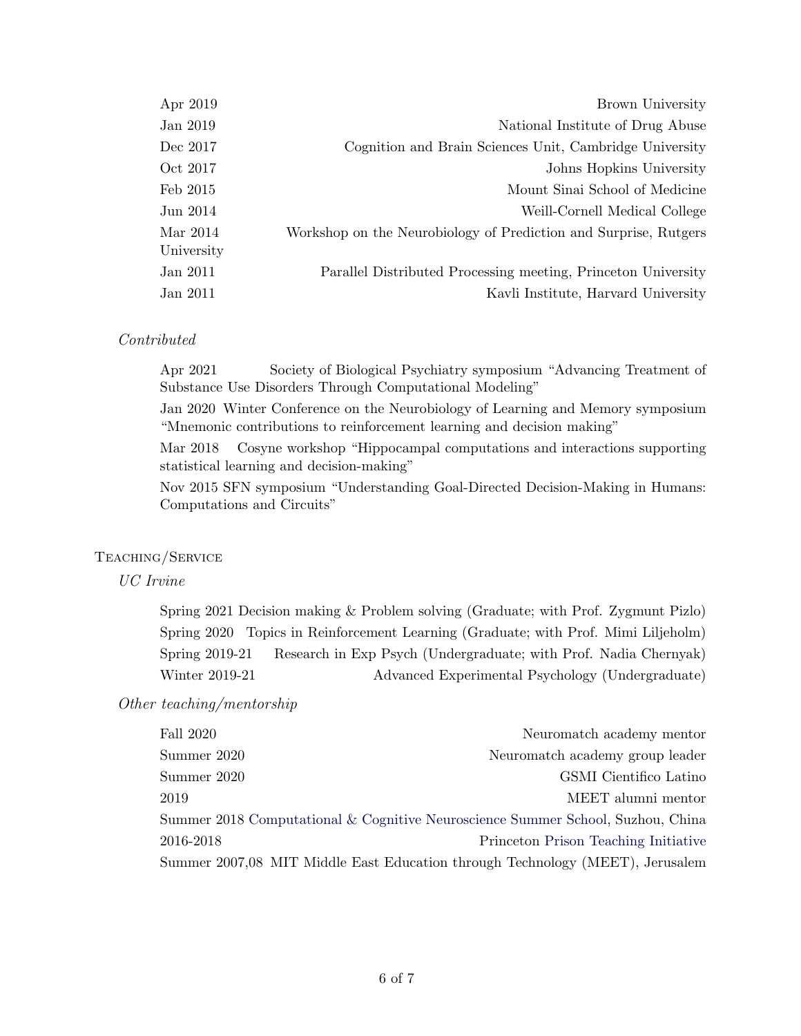Apr 2019 — Brown University

Jan 2019 — National Institute of Drug Abuse

Dec 2017 — Cognition and Brain Sciences Unit, Cambridge University

Oct 2017 — Johns Hopkins University

Feb 2015 — Mount Sinai School of Medicine

Jun 2014 — Weill-Cornell Medical College

Mar 2014 — Workshop on the Neurobiology of Prediction and Surprise, Rutgers University

Jan 2011 — Parallel Distributed Processing meeting, Princeton University

Jan 2011 — Kavli Institute, Harvard University

*Contributed*

Apr 2021 Society of Biological Psychiatry symposium "Advancing Treatment of Substance Use Disorders Through Computational Modeling"

Jan 2020 Winter Conference on the Neurobiology of Learning and Memory symposium "Mnemonic contributions to reinforcement learning and decision making"

Mar 2018 Cosyne workshop "Hippocampal computations and interactions supporting statistical learning and decision-making"

Nov 2015 SFN symposium "Understanding Goal-Directed Decision-Making in Humans: Computations and Circuits"

## Teaching/Service

*UC Irvine*

Spring 2021 Decision making & Problem solving (Graduate; with Prof. Zygmunt Pizlo)

Spring 2020 Topics in Reinforcement Learning (Graduate; with Prof. Mimi Liljeholm)

Spring 2019-21 Research in Exp Psych (Undergraduate; with Prof. Nadia Chernyak)

Winter 2019-21 Advanced Experimental Psychology (Undergraduate)

*Other teaching/mentorship*

Fall 2020 — Neuromatch academy mentor

Summer 2020 — Neuromatch academy group leader

Summer 2020 — GSMI Cientifico Latino

2019 — MEET alumni mentor

Summer 2018 — Computational & Cognitive Neuroscience Summer School, Suzhou, China

2016-2018 — Princeton Prison Teaching Initiative

Summer 2007,08 — MIT Middle East Education through Technology (MEET), Jerusalem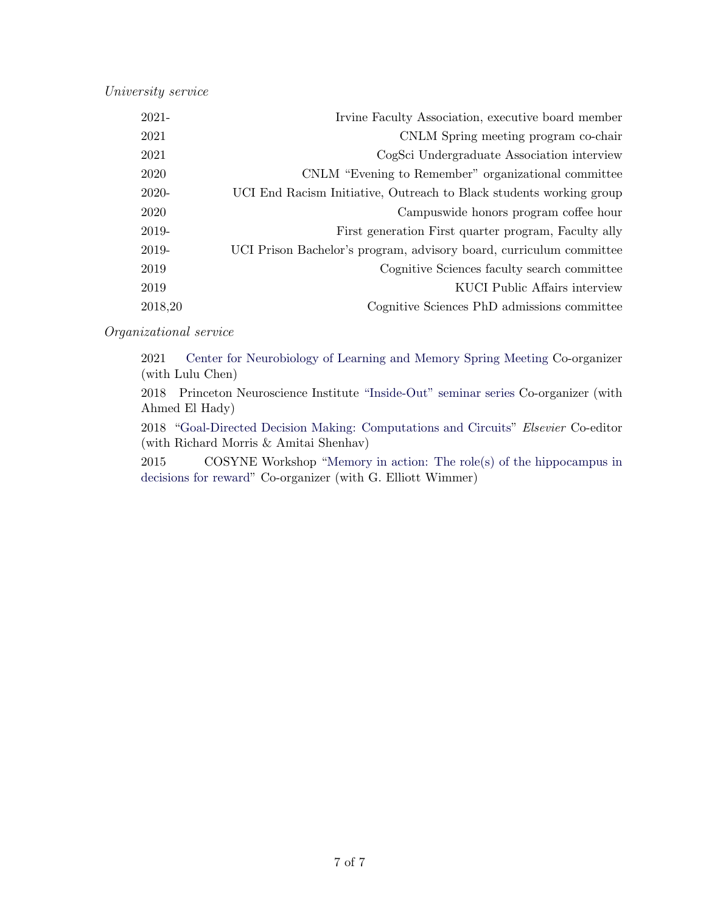*University service*

| | |
|---|---|
| 2021- | Irvine Faculty Association, executive board member |
| 2021 | CNLM Spring meeting program co-chair |
| 2021 | CogSci Undergraduate Association interview |
| 2020 | CNLM "Evening to Remember" organizational committee |
| 2020- | UCI End Racism Initiative, Outreach to Black students working group |
| 2020 | Campuswide honors program coffee hour |
| 2019- | First generation First quarter program, Faculty ally |
| 2019- | UCI Prison Bachelor's program, advisory board, curriculum committee |
| 2019 | Cognitive Sciences faculty search committee |
| 2019 | KUCI Public Affairs interview |
| 2018,20 | Cognitive Sciences PhD admissions committee |

*Organizational service*

2021 Center for Neurobiology of Learning and Memory Spring Meeting Co-organizer (with Lulu Chen)

2018 Princeton Neuroscience Institute "Inside-Out" seminar series Co-organizer (with Ahmed El Hady)

2018 "Goal-Directed Decision Making: Computations and Circuits" *Elsevier* Co-editor (with Richard Morris & Amitai Shenhav)

2015 COSYNE Workshop "Memory in action: The role(s) of the hippocampus in decisions for reward" Co-organizer (with G. Elliott Wimmer)